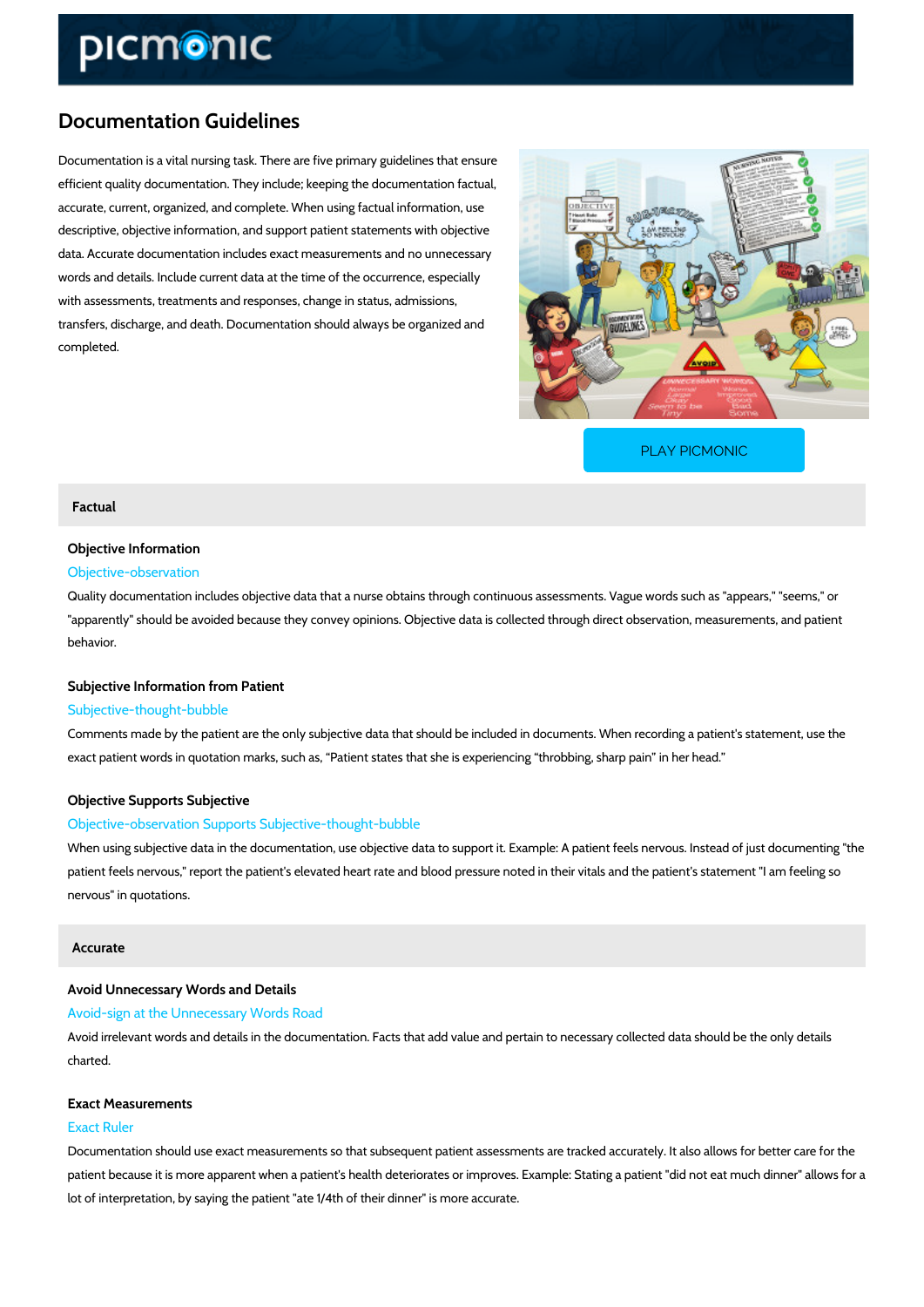# Documentation Guidelines

Documentation is a vital nursing task. There are five primary guidelines that ensure efficient quality documentation. They include; keeping the documentation factual, accurate, current, organized, and complete. When using factual information, use descriptive, objective information, and support patient statements with objective data. Accurate documentation includes exact measurements and no unnecessary words and details. Include current data at the time of the occurrence, especially with assessments, treatments and responses, change in status, admissions, transfers, discharge, and death. Documentation should always be organized and completed.

PLAY PICMONIC

## Factual

### Objective Information

Objective-observation

Quality documentation includes objective data that a nurse obtains through continuous assessments. Vague words such as "appears," "seems," or "apparently" should be avoided because they convey opinions. Objective data is collected through direct observation, measurements, and patient behavior.

### Subjective Information from Patient

Subjective-thought-bubble

Comments made by the patient are the only subjective data that should be included in documents. When recording a patient's statement, use the exact patient words in quotation marks, such as, "Patient states that she is experiencing "throbbing, sharp pain" in her head."

### Objective Supports Subjective

Objective-observation Supports Subjective-thought-bubble

When using subjective data in the documentation, use objective data to support it. Example: A patient feels nervous. Instead of just documenting "the patient feels nervous," report the patient's elevated heart rate and blood pressure noted in their vitals and the patient's statement "I am feeling so nervous" in quotations.

## Accurate

### Avoid Unnecessary Words and Details

Avoid-sign at the Unnecessary Words Road

Avoid irrelevant words and details in the documentation. Facts that add value and pertain to necessary collected data should be the only details charted.

### Exact Measurements

Exact Ruler

Documentation should use exact measurements so that subsequent patient assessments are tracked accurately. It also allows for better care for the patient because it is more apparent when a patient's health deteriorates or improves. Example: Stating a patient "did not eat much dinner" allows for a lot of interpretation, by saying the patient "ate 1/4th of their dinner" is more accurate.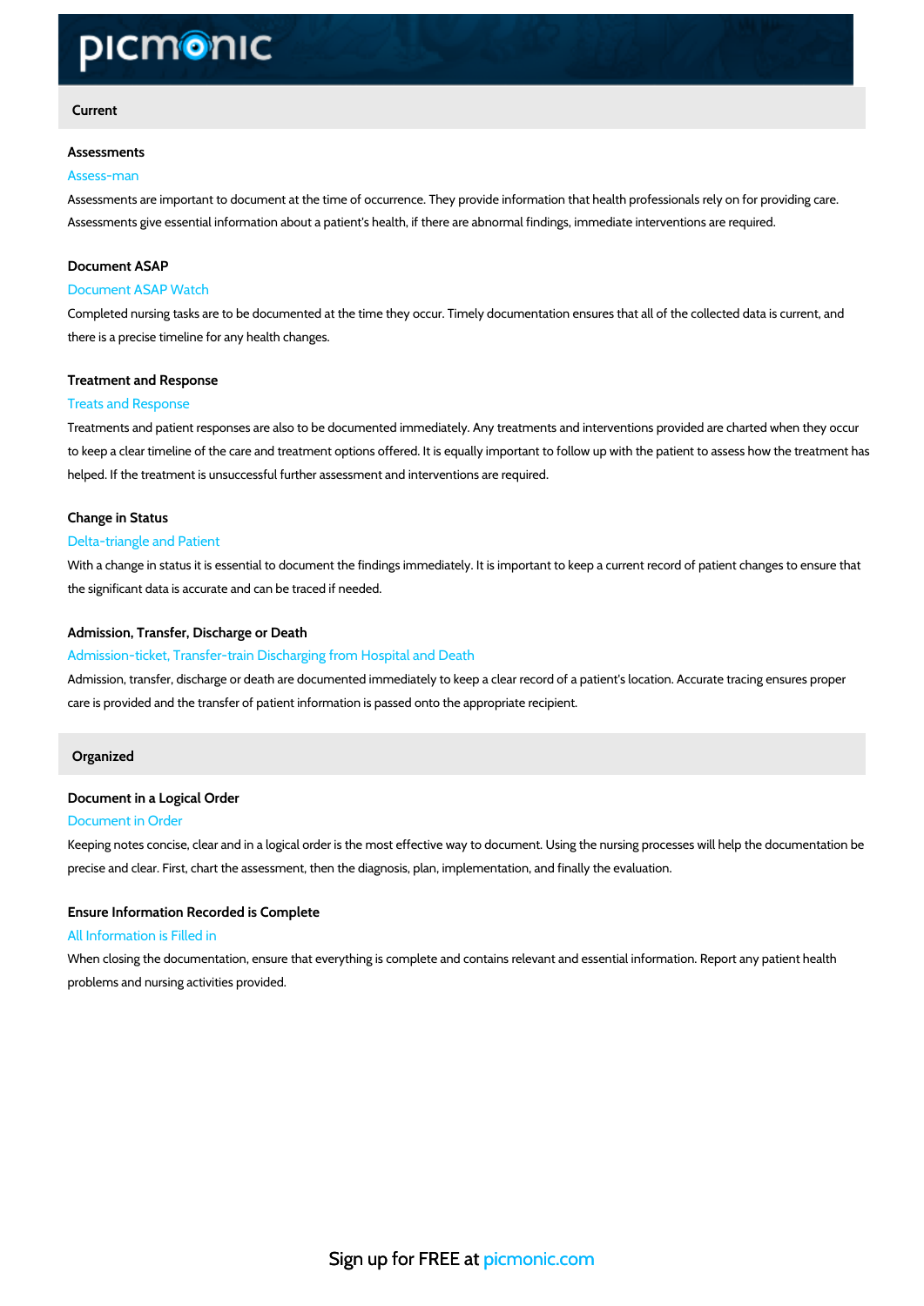## Current

### Assessments

Assess-man

Assessments are important to document at the time of occurrence. They provide information that health professionals rely on for providing care. Assessments give essential information about a patient's health, if there are abnormal findings, immediate interventions are required.

### Document ASAP

Document ASAP Watch

Completed nursing tasks are to be documented at the time they occur. Timely documentation ensures that all of the collected data is current, and there is a precise timeline for any health changes.

### Treatment and Response

Treats and Response

Treatments and patient responses are also to be documented immediately. Any treatments and interventions provided are charted when they occur to keep a clear timeline of the care and treatment options offered. It is equally important to follow up with the patient to assess how the treatment has helped. If the treatment is unsuccessful further assessment and interventions are required.

### Change in Status

Delta-triangle and Patient

With a change in status it is essential to document the findings immediately. It is important to keep a current record of patient changes to ensure that the significant data is accurate and can be traced if needed.

### Admission, Transfer, Discharge or Death

Admission-ticket, Transfer-train Discharging from Hospital and Death

Admission, transfer, discharge or death are documented immediately to keep a clear record of a patient's location. Accurate tracing ensures proper care is provided and the transfer of patient information is passed onto the appropriate recipient.

## Organized

### Document in a Logical Order

Document in Order

Keeping notes concise, clear and in a logical order is the most effective way to document. Using the nursing processes will help the documentation be precise and clear. First, chart the assessment, then the diagnosis, plan, implementation, and finally the evaluation.

### Ensure Information Recorded is Complete

All Information is Filled in

When closing the documentation, ensure that everything is complete and contains relevant and essential information. Report any patient health problems and nursing activities provided.

Sign up for FREE at picmonic.com